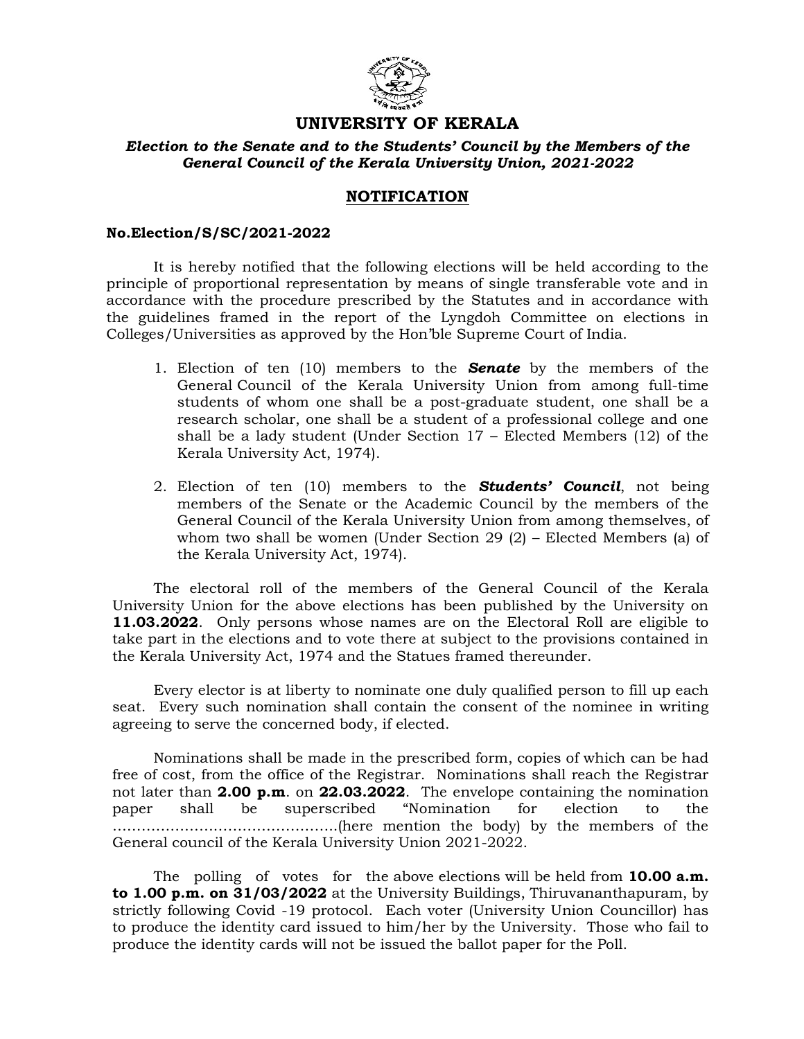# UNIVERSITY OF KERALA

***Election to the Senate and to the Students' Council by the Members of the General Council of the Kerala University Union, 2021-2022***

## NOTIFICATION

**No.Election/S/SC/2021-2022**

It is hereby notified that the following elections will be held according to the principle of proportional representation by means of single transferable vote and in accordance with the procedure prescribed by the Statutes and in accordance with the guidelines framed in the report of the Lyngdoh Committee on elections in Colleges/Universities as approved by the Hon'ble Supreme Court of India.

1. Election of ten (10) members to the ***Senate*** by the members of the General Council of the Kerala University Union from among full-time students of whom one shall be a post-graduate student, one shall be a research scholar, one shall be a student of a professional college and one shall be a lady student (Under Section 17 – Elected Members (12) of the Kerala University Act, 1974).

2. Election of ten (10) members to the ***Students' Council***, not being members of the Senate or the Academic Council by the members of the General Council of the Kerala University Union from among themselves, of whom two shall be women (Under Section 29 (2) – Elected Members (a) of the Kerala University Act, 1974).

The electoral roll of the members of the General Council of the Kerala University Union for the above elections has been published by the University on **11.03.2022**. Only persons whose names are on the Electoral Roll are eligible to take part in the elections and to vote there at subject to the provisions contained in the Kerala University Act, 1974 and the Statues framed thereunder.

Every elector is at liberty to nominate one duly qualified person to fill up each seat. Every such nomination shall contain the consent of the nominee in writing agreeing to serve the concerned body, if elected.

Nominations shall be made in the prescribed form, copies of which can be had free of cost, from the office of the Registrar. Nominations shall reach the Registrar not later than **2.00 p.m** on **22.03.2022**. The envelope containing the nomination paper shall be superscribed "Nomination for election to the ……………………………………….(here mention the body) by the members of the General council of the Kerala University Union 2021-2022.

The polling of votes for the above elections will be held from **10.00 a.m. to 1.00 p.m. on 31/03/2022** at the University Buildings, Thiruvananthapuram, by strictly following Covid -19 protocol. Each voter (University Union Councillor) has to produce the identity card issued to him/her by the University. Those who fail to produce the identity cards will not be issued the ballot paper for the Poll.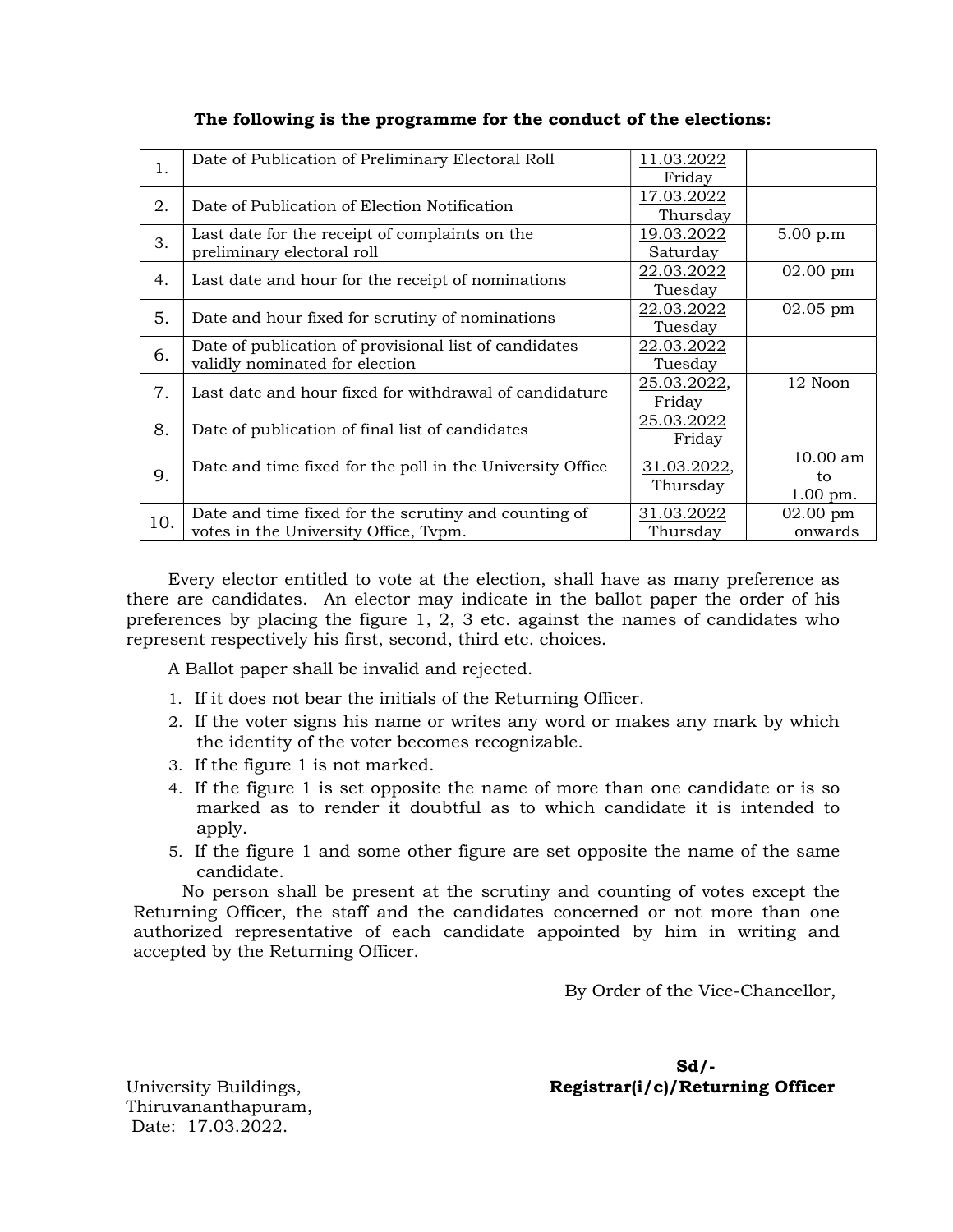**The following is the programme for the conduct of the elections:**

| | | | |
|---|---|---|---|
| 1. | Date of Publication of Preliminary Electoral Roll | 11.03.2022 Friday | |
| 2. | Date of Publication of Election Notification | 17.03.2022 Thursday | |
| 3. | Last date for the receipt of complaints on the preliminary electoral roll | 19.03.2022 Saturday | 5.00 p.m |
| 4. | Last date and hour for the receipt of nominations | 22.03.2022 Tuesday | 02.00 pm |
| 5. | Date and hour fixed for scrutiny of nominations | 22.03.2022 Tuesday | 02.05 pm |
| 6. | Date of publication of provisional list of candidates validly nominated for election | 22.03.2022 Tuesday | |
| 7. | Last date and hour fixed for withdrawal of candidature | 25.03.2022, Friday | 12 Noon |
| 8. | Date of publication of final list of candidates | 25.03.2022 Friday | |
| 9. | Date and time fixed for the poll in the University Office | 31.03.2022, Thursday | 10.00 am to 1.00 pm. |
| 10. | Date and time fixed for the scrutiny and counting of votes in the University Office, Tvpm. | 31.03.2022 Thursday | 02.00 pm onwards |

Every elector entitled to vote at the election, shall have as many preference as there are candidates. An elector may indicate in the ballot paper the order of his preferences by placing the figure 1, 2, 3 etc. against the names of candidates who represent respectively his first, second, third etc. choices.

A Ballot paper shall be invalid and rejected.

1. If it does not bear the initials of the Returning Officer.
2. If the voter signs his name or writes any word or makes any mark by which the identity of the voter becomes recognizable.
3. If the figure 1 is not marked.
4. If the figure 1 is set opposite the name of more than one candidate or is so marked as to render it doubtful as to which candidate it is intended to apply.
5. If the figure 1 and some other figure are set opposite the name of the same candidate.

No person shall be present at the scrutiny and counting of votes except the Returning Officer, the staff and the candidates concerned or not more than one authorized representative of each candidate appointed by him in writing and accepted by the Returning Officer.

By Order of the Vice-Chancellor,

**Sd/-**
**Registrar(i/c)/Returning Officer**

University Buildings,
Thiruvananthapuram,
Date: 17.03.2022.